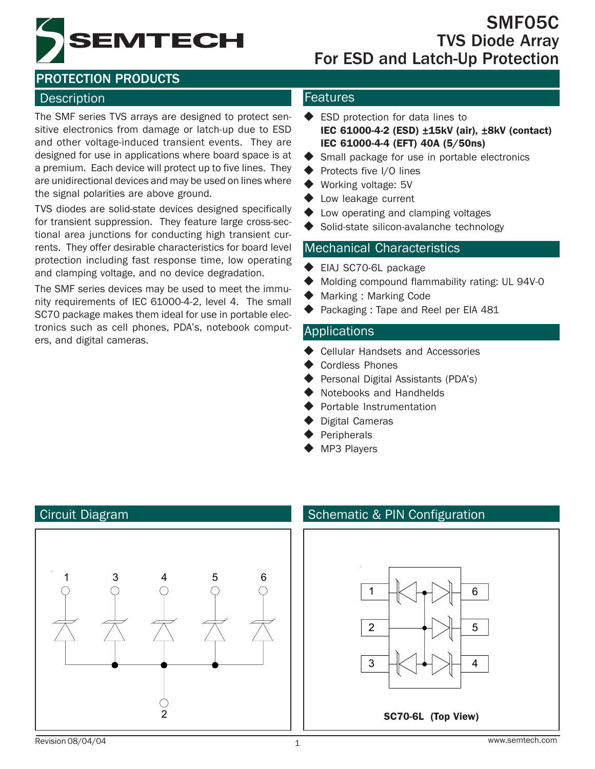# SMF05C
## TVS Diode Array For ESD and Latch-Up Protection

PROTECTION PRODUCTS

## Description

The SMF series TVS arrays are designed to protect sensitive electronics from damage or latch-up due to ESD and other voltage-induced transient events. They are designed for use in applications where board space is at a premium. Each device will protect up to five lines. They are unidirectional devices and may be used on lines where the signal polarities are above ground.

TVS diodes are solid-state devices designed specifically for transient suppression. They feature large cross-sectional area junctions for conducting high transient currents. They offer desirable characteristics for board level protection including fast response time, low operating and clamping voltage, and no device degradation.

The SMF series devices may be used to meet the immunity requirements of IEC 61000-4-2, level 4. The small SC70 package makes them ideal for use in portable electronics such as cell phones, PDA's, notebook computers, and digital cameras.

## Features

- ESD protection for data lines to **IEC 61000-4-2 (ESD) ±15kV (air), ±8kV (contact)** **IEC 61000-4-4 (EFT) 40A (5/50ns)**
- Small package for use in portable electronics
- Protects five I/O lines
- Working voltage: 5V
- Low leakage current
- Low operating and clamping voltages
- Solid-state silicon-avalanche technology

## Mechanical Characteristics

- EIAJ SC70-6L package
- Molding compound flammability rating: UL 94V-0
- Marking : Marking Code
- Packaging : Tape and Reel per EIA 481

## Applications

- Cellular Handsets and Accessories
- Cordless Phones
- Personal Digital Assistants (PDA's)
- Notebooks and Handhelds
- Portable Instrumentation
- Digital Cameras
- Peripherals
- MP3 Players

## Circuit Diagram

## Schematic & PIN Configuration

**SC70-6L (Top View)**

Revision 08/04/04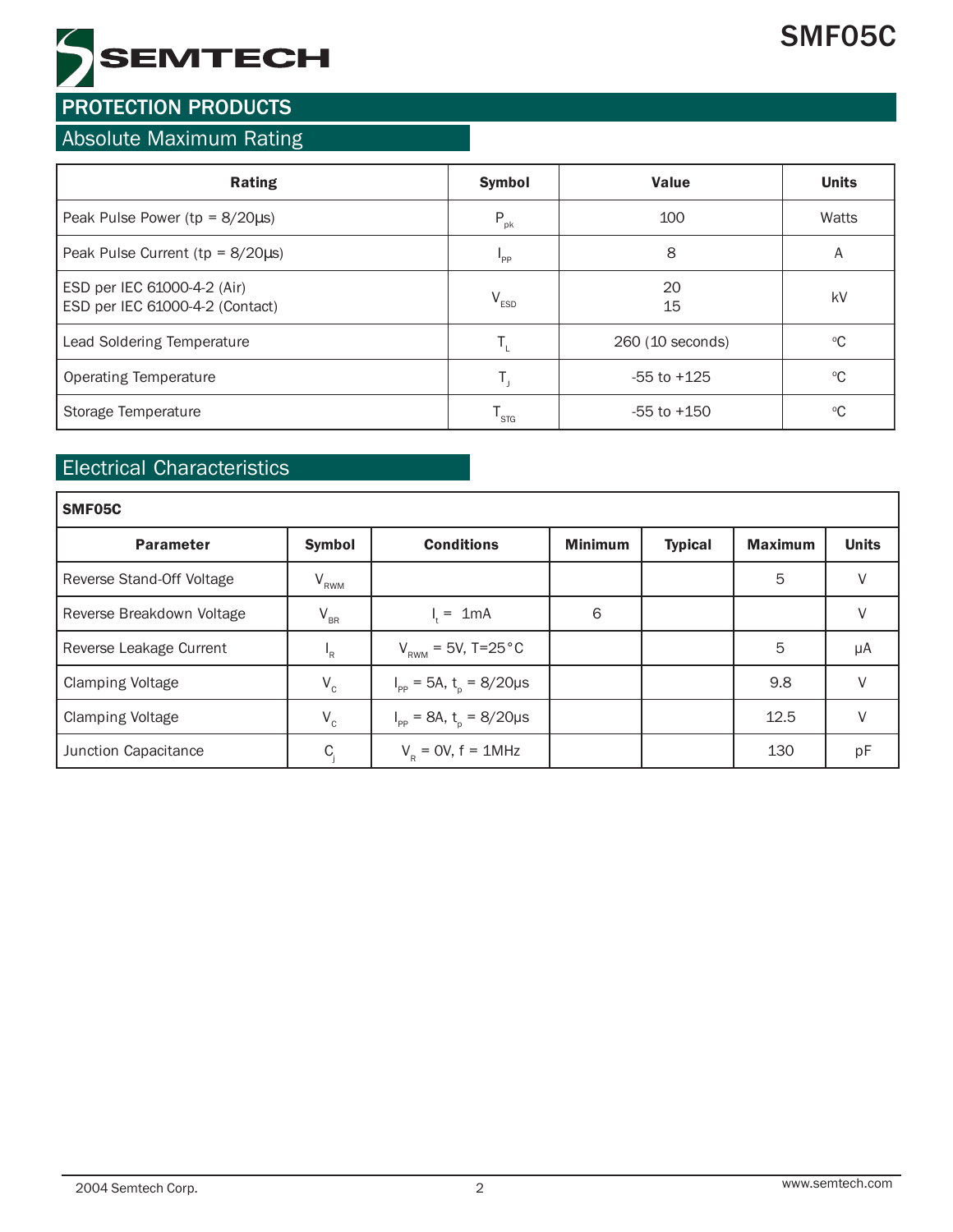## PROTECTION PRODUCTS

### Absolute Maximum Rating

| Rating | Symbol | Value | Units |
|---|---|---|---|
| Peak Pulse Power (tp = 8/20µs) | $P_{pk}$ | 100 | Watts |
| Peak Pulse Current (tp = 8/20µs) | $I_{PP}$ | 8 | A |
| ESD per IEC 61000-4-2 (Air)<br>ESD per IEC 61000-4-2 (Contact) | $V_{ESD}$ | 20<br>15 | kV |
| Lead Soldering Temperature | $T_L$ | 260 (10 seconds) | °C |
| Operating Temperature | $T_J$ | -55 to +125 | °C |
| Storage Temperature | $T_{STG}$ | -55 to +150 | °C |

### Electrical Characteristics

**SMF05C**

| Parameter | Symbol | Conditions | Minimum | Typical | Maximum | Units |
|---|---|---|---|---|---|---|
| Reverse Stand-Off Voltage | $V_{RWM}$ | | | | 5 | V |
| Reverse Breakdown Voltage | $V_{BR}$ | $I_t$ = 1mA | 6 | | | V |
| Reverse Leakage Current | $I_R$ | $V_{RWM}$ = 5V, T=25°C | | | 5 | µA |
| Clamping Voltage | $V_C$ | $I_{PP}$ = 5A, $t_p$ = 8/20µs | | | 9.8 | V |
| Clamping Voltage | $V_C$ | $I_{PP}$ = 8A, $t_p$ = 8/20µs | | | 12.5 | V |
| Junction Capacitance | $C_j$ | $V_R$ = 0V, f = 1MHz | | | 130 | pF |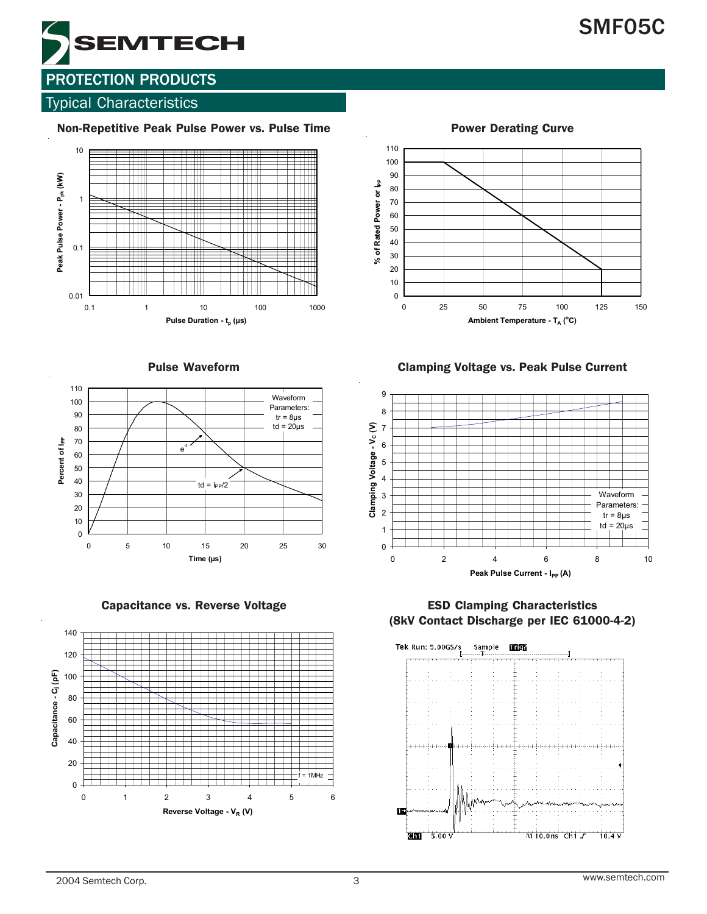## PROTECTION PRODUCTS

### Typical Characteristics

**Non-Repetitive Peak Pulse Power vs. Pulse Time**

Peak Pulse Power - $P_{pk}$ (kW)

Pulse Duration - $t_p$ (µs)

**Power Derating Curve**

% of Rated Power or $I_{PP}$

Ambient Temperature - $T_A$ (°C)

**Pulse Waveform**

Waveform Parameters: tr = 8µs, td = 20µs

Percent of $I_{PP}$

Time (µs)

**Clamping Voltage vs. Peak Pulse Current**

Waveform Parameters: tr = 8µs, td = 20µs

Clamping Voltage - $V_C$ (V)

Peak Pulse Current - $I_{PP}$ (A)

**Capacitance vs. Reverse Voltage**

Capacitance - $C_j$ (pF)

Reverse Voltage - $V_R$ (V)

f = 1MHz

**ESD Clamping Characteristics (8kV Contact Discharge per IEC 61000-4-2)**

Tek Run: 5.00GS/s Sample

Ch1 5.00 V M 10.0ns Ch1 ƒ 10.4 V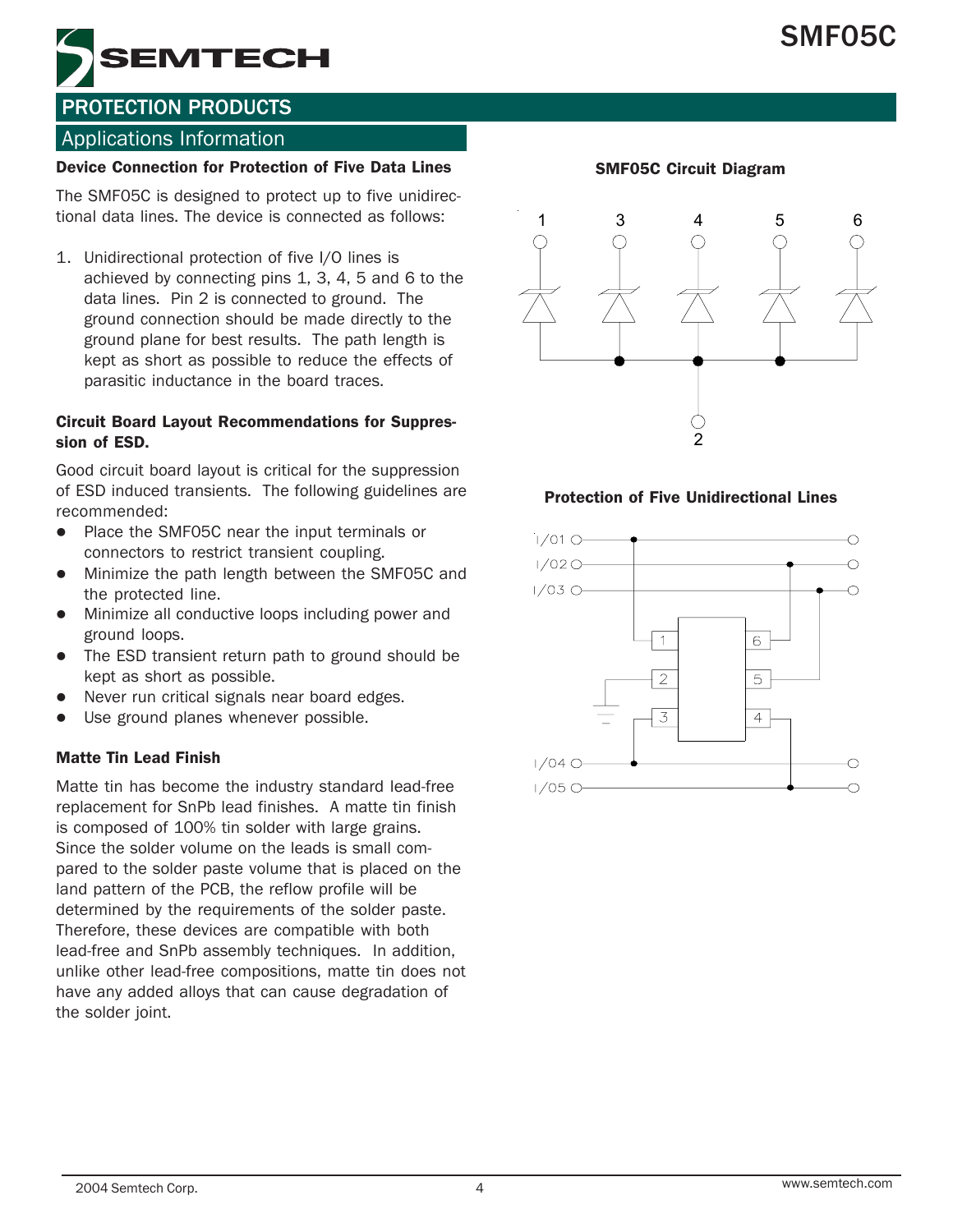## PROTECTION PRODUCTS

### Applications Information

**Device Connection for Protection of Five Data Lines**

The SMF05C is designed to protect up to five unidirectional data lines. The device is connected as follows:

1. Unidirectional protection of five I/O lines is achieved by connecting pins 1, 3, 4, 5 and 6 to the data lines. Pin 2 is connected to ground. The ground connection should be made directly to the ground plane for best results. The path length is kept as short as possible to reduce the effects of parasitic inductance in the board traces.

**Circuit Board Layout Recommendations for Suppression of ESD.**

Good circuit board layout is critical for the suppression of ESD induced transients. The following guidelines are recommended:

- Place the SMF05C near the input terminals or connectors to restrict transient coupling.
- Minimize the path length between the SMF05C and the protected line.
- Minimize all conductive loops including power and ground loops.
- The ESD transient return path to ground should be kept as short as possible.
- Never run critical signals near board edges.
- Use ground planes whenever possible.

**Matte Tin Lead Finish**

Matte tin has become the industry standard lead-free replacement for SnPb lead finishes. A matte tin finish is composed of 100% tin solder with large grains. Since the solder volume on the leads is small compared to the solder paste volume that is placed on the land pattern of the PCB, the reflow profile will be determined by the requirements of the solder paste. Therefore, these devices are compatible with both lead-free and SnPb assembly techniques. In addition, unlike other lead-free compositions, matte tin does not have any added alloys that can cause degradation of the solder joint.

**SMF05C Circuit Diagram**

**Protection of Five Unidirectional Lines**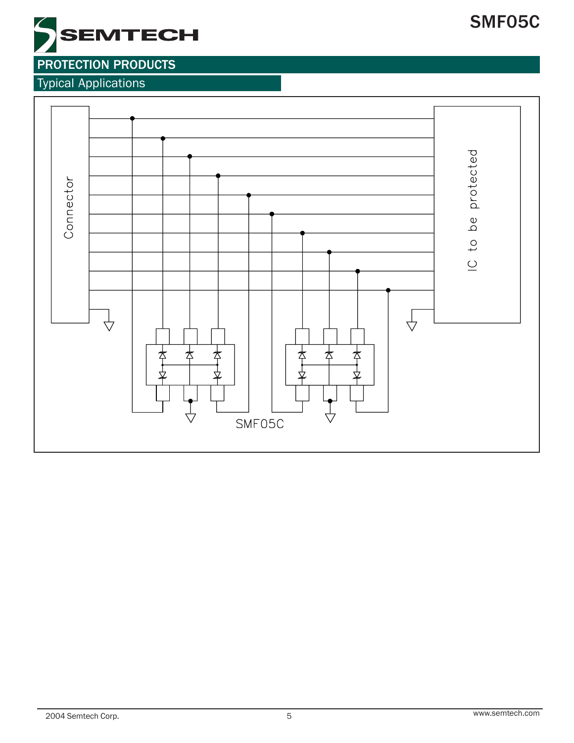## PROTECTION PRODUCTS

### Typical Applications

Connector

IC to be protected

SMF05C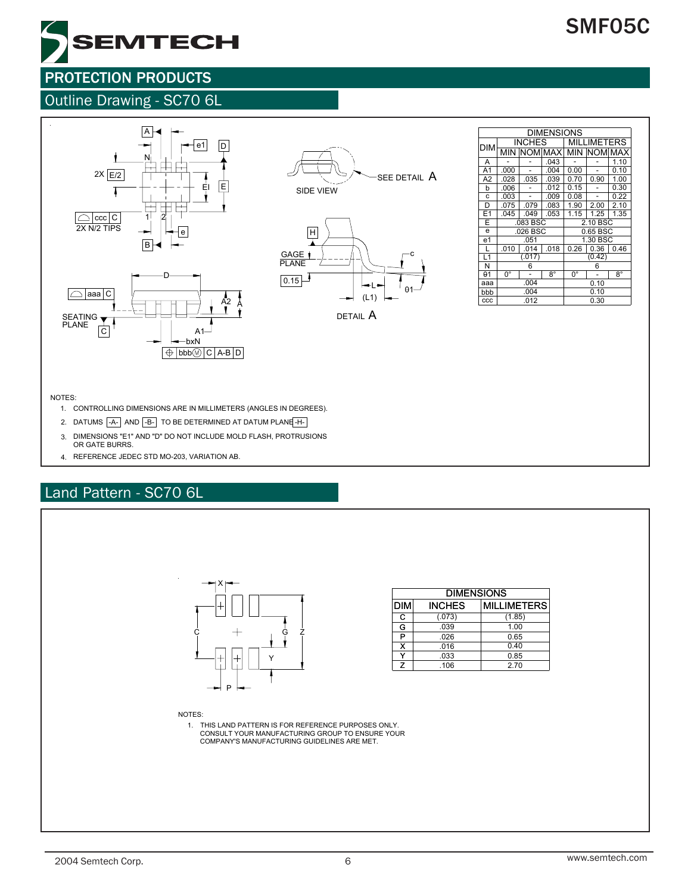## PROTECTION PRODUCTS

### Outline Drawing - SC70 6L

| DIM | INCHES | | | MILLIMETERS | | |
|---|---|---|---|---|---|---|
| | MIN | NOM | MAX | MIN | NOM | MAX |
| A | - | - | .043 | - | - | 1.10 |
| A1 | .000 | - | .004 | 0.00 | - | 0.10 |
| A2 | .028 | .035 | .039 | 0.70 | 0.90 | 1.00 |
| b | .006 | - | .012 | 0.15 | - | 0.30 |
| c | .003 | - | .009 | 0.08 | - | 0.22 |
| D | .075 | .079 | .083 | 1.90 | 2.00 | 2.10 |
| E1 | .045 | .049 | .053 | 1.15 | 1.25 | 1.35 |
| E | | .083 BSC | | | 2.10 BSC | |
| e | | .026 BSC | | | 0.65 BSC | |
| e1 | | .051 | | | 1.30 BSC | |
| L | .010 | .014 | .018 | 0.26 | 0.36 | 0.46 |
| L1 | | (.017) | | | (0.42) | |
| N | | 6 | | | 6 | |
| θ1 | 0° | - | 8° | 0° | - | 8° |
| aaa | | .004 | | | 0.10 | |
| bbb | | .004 | | | 0.10 | |
| ccc | | .012 | | | 0.30 | |

NOTES:

1. CONTROLLING DIMENSIONS ARE IN MILLIMETERS (ANGLES IN DEGREES).
2. DATUMS -A- AND -B- TO BE DETERMINED AT DATUM PLANE -H-
3. DIMENSIONS "E1" AND "D" DO NOT INCLUDE MOLD FLASH, PROTRUSIONS OR GATE BURRS.
4. REFERENCE JEDEC STD MO-203, VARIATION AB.

### Land Pattern - SC70 6L

| DIM | INCHES | MILLIMETERS |
|---|---|---|
| C | (.073) | (1.85) |
| G | .039 | 1.00 |
| P | .026 | 0.65 |
| X | .016 | 0.40 |
| Y | .033 | 0.85 |
| Z | .106 | 2.70 |

NOTES:

1. THIS LAND PATTERN IS FOR REFERENCE PURPOSES ONLY. CONSULT YOUR MANUFACTURING GROUP TO ENSURE YOUR COMPANY'S MANUFACTURING GUIDELINES ARE MET.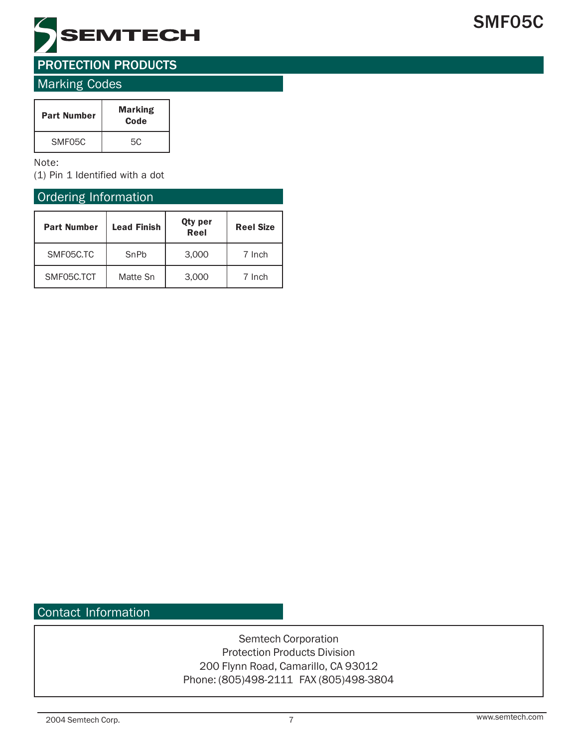## PROTECTION PRODUCTS

### Marking Codes

| Part Number | Marking Code |
|---|---|
| SMF05C | 5C |

Note:
(1) Pin 1 Identified with a dot

### Ordering Information

| Part Number | Lead Finish | Qty per Reel | Reel Size |
|---|---|---|---|
| SMF05C.TC | SnPb | 3,000 | 7 Inch |
| SMF05C.TCT | Matte Sn | 3,000 | 7 Inch |

### Contact Information

Semtech Corporation
Protection Products Division
200 Flynn Road, Camarillo, CA 93012
Phone: (805)498-2111 FAX (805)498-3804